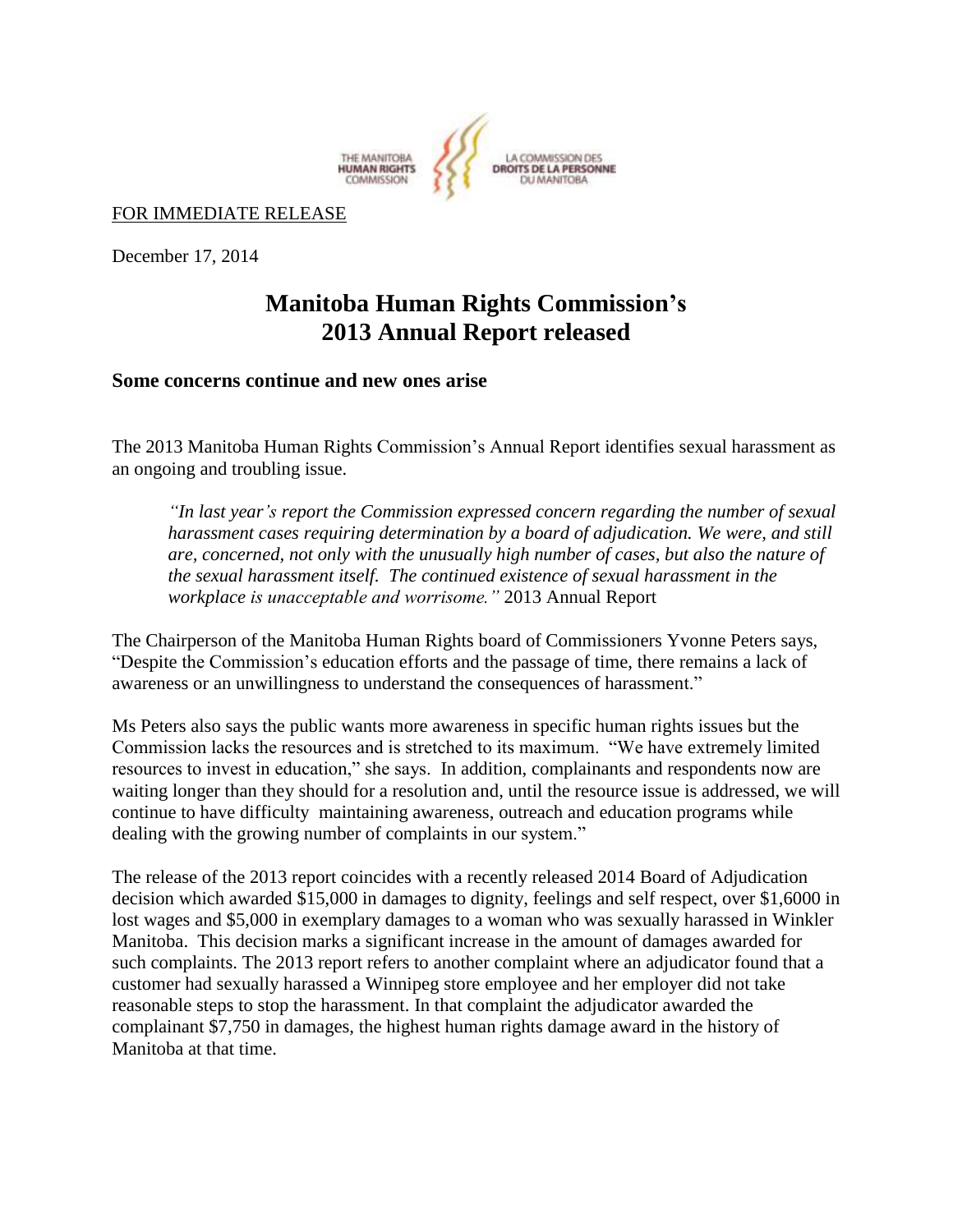THE MANITOBA HUMAN RIGHTS COMMISSION | LA COMMISSION DES DROITS DE LA PERSONNE DU MANITOBA

FOR IMMEDIATE RELEASE

December 17, 2014

# Manitoba Human Rights Commission's 2013 Annual Report released

### Some concerns continue and new ones arise

The 2013 Manitoba Human Rights Commission's Annual Report identifies sexual harassment as an ongoing and troubling issue.

> *"In last year's report the Commission expressed concern regarding the number of sexual harassment cases requiring determination by a board of adjudication. We were, and still are, concerned, not only with the unusually high number of cases, but also the nature of the sexual harassment itself. The continued existence of sexual harassment in the workplace is unacceptable and worrisome."* 2013 Annual Report

The Chairperson of the Manitoba Human Rights board of Commissioners Yvonne Peters says, "Despite the Commission's education efforts and the passage of time, there remains a lack of awareness or an unwillingness to understand the consequences of harassment."

Ms Peters also says the public wants more awareness in specific human rights issues but the Commission lacks the resources and is stretched to its maximum. "We have extremely limited resources to invest in education," she says. In addition, complainants and respondents now are waiting longer than they should for a resolution and, until the resource issue is addressed, we will continue to have difficulty maintaining awareness, outreach and education programs while dealing with the growing number of complaints in our system."

The release of the 2013 report coincides with a recently released 2014 Board of Adjudication decision which awarded $15,000 in damages to dignity, feelings and self respect, over $1,6000 in lost wages and $5,000 in exemplary damages to a woman who was sexually harassed in Winkler Manitoba. This decision marks a significant increase in the amount of damages awarded for such complaints. The 2013 report refers to another complaint where an adjudicator found that a customer had sexually harassed a Winnipeg store employee and her employer did not take reasonable steps to stop the harassment. In that complaint the adjudicator awarded the complainant $7,750 in damages, the highest human rights damage award in the history of Manitoba at that time.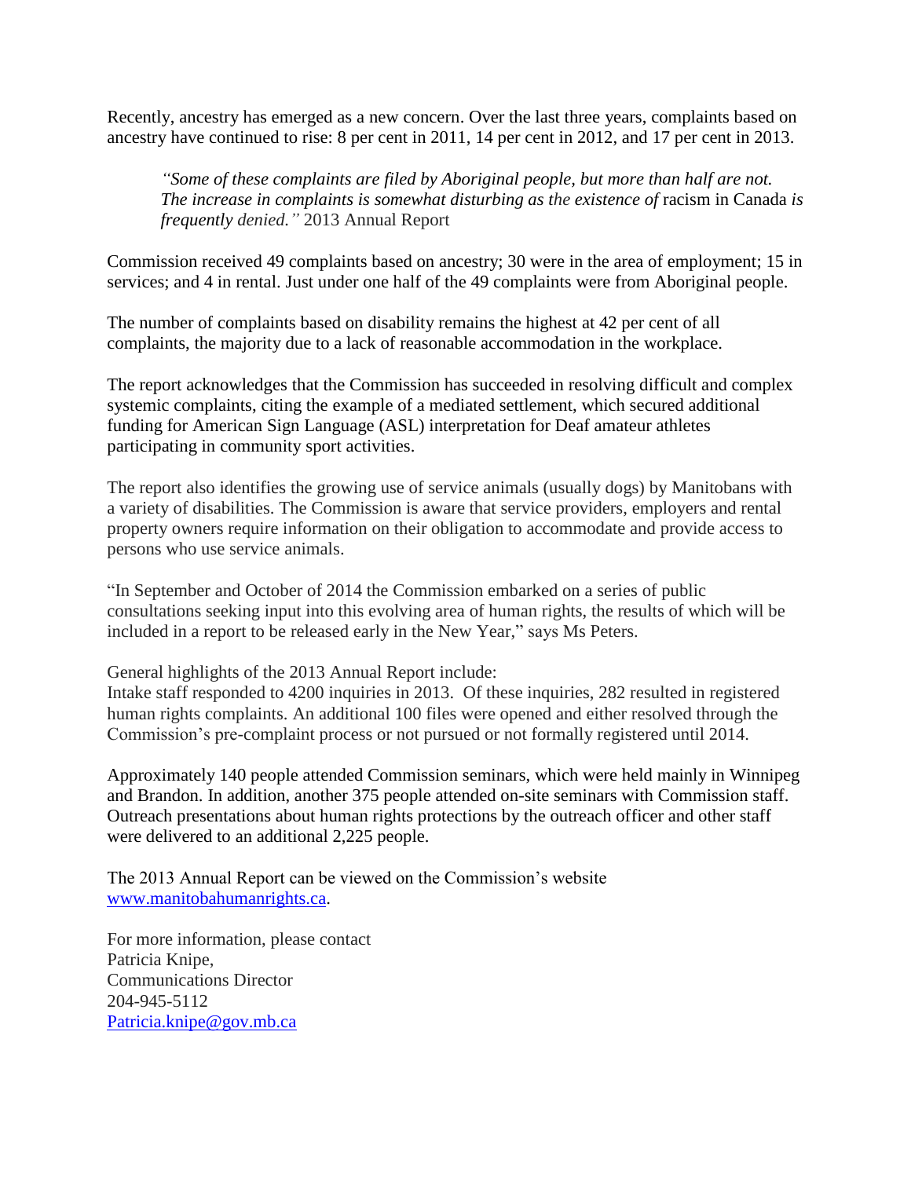Recently, ancestry has emerged as a new concern. Over the last three years, complaints based on ancestry have continued to rise: 8 per cent in 2011, 14 per cent in 2012, and 17 per cent in 2013.

> *"Some of these complaints are filed by Aboriginal people, but more than half are not. The increase in complaints is somewhat disturbing as the existence of* racism in Canada *is frequently denied."* 2013 Annual Report

Commission received 49 complaints based on ancestry; 30 were in the area of employment; 15 in services; and 4 in rental. Just under one half of the 49 complaints were from Aboriginal people.

The number of complaints based on disability remains the highest at 42 per cent of all complaints, the majority due to a lack of reasonable accommodation in the workplace.

The report acknowledges that the Commission has succeeded in resolving difficult and complex systemic complaints, citing the example of a mediated settlement, which secured additional funding for American Sign Language (ASL) interpretation for Deaf amateur athletes participating in community sport activities.

The report also identifies the growing use of service animals (usually dogs) by Manitobans with a variety of disabilities. The Commission is aware that service providers, employers and rental property owners require information on their obligation to accommodate and provide access to persons who use service animals.

"In September and October of 2014 the Commission embarked on a series of public consultations seeking input into this evolving area of human rights, the results of which will be included in a report to be released early in the New Year," says Ms Peters.

General highlights of the 2013 Annual Report include:
Intake staff responded to 4200 inquiries in 2013. Of these inquiries, 282 resulted in registered human rights complaints. An additional 100 files were opened and either resolved through the Commission's pre-complaint process or not pursued or not formally registered until 2014.

Approximately 140 people attended Commission seminars, which were held mainly in Winnipeg and Brandon. In addition, another 375 people attended on-site seminars with Commission staff. Outreach presentations about human rights protections by the outreach officer and other staff were delivered to an additional 2,225 people.

The 2013 Annual Report can be viewed on the Commission's website [www.manitobahumanrights.ca](http://www.manitobahumanrights.ca).

For more information, please contact
Patricia Knipe,
Communications Director
204-945-5112
[Patricia.knipe@gov.mb.ca](mailto:Patricia.knipe@gov.mb.ca)